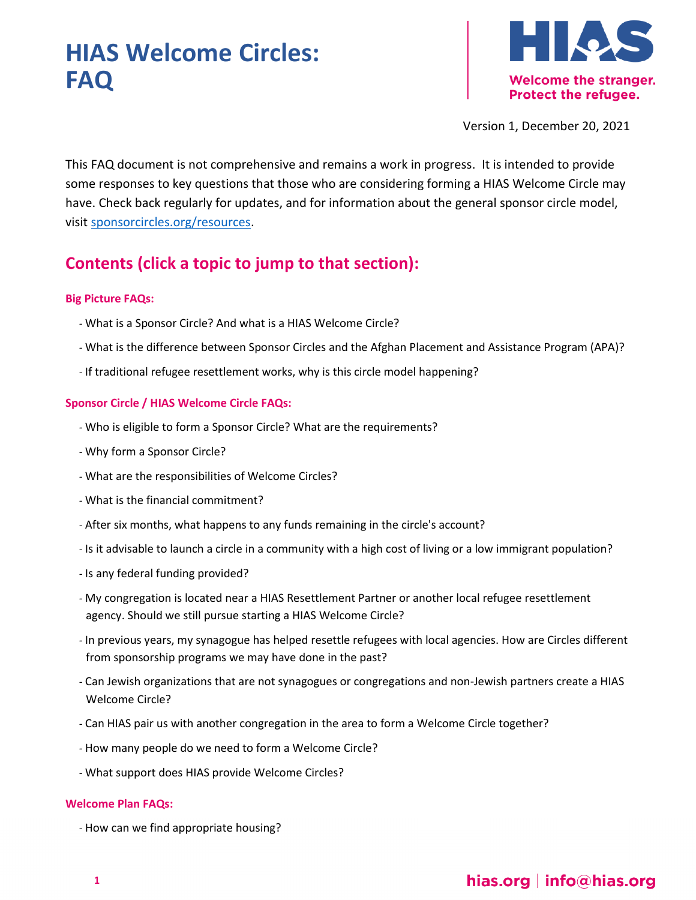# HIAS Welcome Circles: FAQ

Welcome the stranger. Protect the refugee.

Version 1, December 20, 2021

This FAQ document is not comprehensive and remains a work in progress. It is intended to provide some responses to key questions that those who are considering forming a HIAS Welcome Circle may have. Check back regularly for updates, and for information about the general sponsor circle model, visit [sponsorcircles.org/resources](sponsorcircles.org/resources).

## Contents (click a topic to jump to that section):

### Big Picture FAQs:

- What is a Sponsor Circle? And what is a HIAS Welcome Circle?
- What is the difference between Sponsor Circles and the Afghan Placement and Assistance Program (APA)?
- If traditional refugee resettlement works, why is this circle model happening?

### Sponsor Circle / HIAS Welcome Circle FAQs:

- Who is eligible to form a Sponsor Circle? What are the requirements?
- Why form a Sponsor Circle?
- What are the responsibilities of Welcome Circles?
- What is the financial commitment?
- After six months, what happens to any funds remaining in the circle's account?
- Is it advisable to launch a circle in a community with a high cost of living or a low immigrant population?
- Is any federal funding provided?
- My congregation is located near a HIAS Resettlement Partner or another local refugee resettlement agency. Should we still pursue starting a HIAS Welcome Circle?
- In previous years, my synagogue has helped resettle refugees with local agencies. How are Circles different from sponsorship programs we may have done in the past?
- Can Jewish organizations that are not synagogues or congregations and non-Jewish partners create a HIAS Welcome Circle?
- Can HIAS pair us with another congregation in the area to form a Welcome Circle together?
- How many people do we need to form a Welcome Circle?
- What support does HIAS provide Welcome Circles?

### Welcome Plan FAQs:

- How can we find appropriate housing?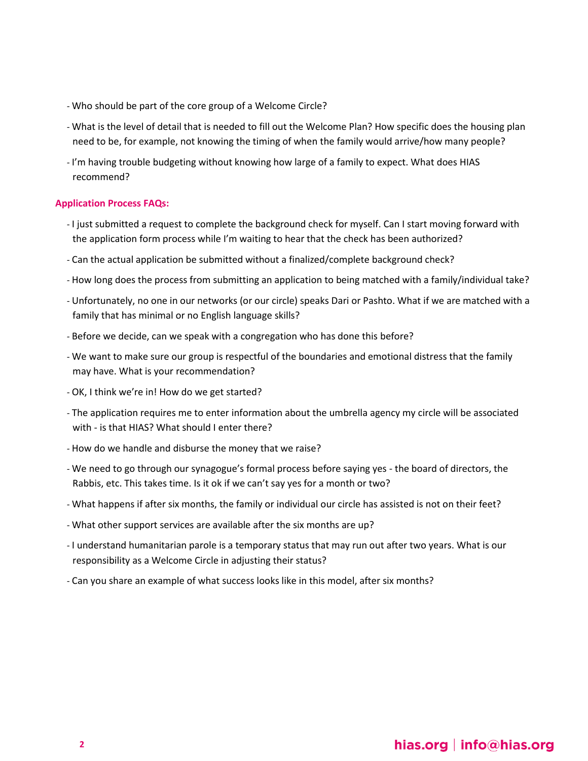- Who should be part of the core group of a Welcome Circle?
- What is the level of detail that is needed to fill out the Welcome Plan? How specific does the housing plan need to be, for example, not knowing the timing of when the family would arrive/how many people?
- I'm having trouble budgeting without knowing how large of a family to expect. What does HIAS recommend?

**Application Process FAQs:**

- I just submitted a request to complete the background check for myself. Can I start moving forward with the application form process while I'm waiting to hear that the check has been authorized?
- Can the actual application be submitted without a finalized/complete background check?
- How long does the process from submitting an application to being matched with a family/individual take?
- Unfortunately, no one in our networks (or our circle) speaks Dari or Pashto. What if we are matched with a family that has minimal or no English language skills?
- Before we decide, can we speak with a congregation who has done this before?
- We want to make sure our group is respectful of the boundaries and emotional distress that the family may have. What is your recommendation?
- OK, I think we're in! How do we get started?
- The application requires me to enter information about the umbrella agency my circle will be associated with - is that HIAS? What should I enter there?
- How do we handle and disburse the money that we raise?
- We need to go through our synagogue's formal process before saying yes - the board of directors, the Rabbis, etc. This takes time. Is it ok if we can't say yes for a month or two?
- What happens if after six months, the family or individual our circle has assisted is not on their feet?
- What other support services are available after the six months are up?
- I understand humanitarian parole is a temporary status that may run out after two years. What is our responsibility as a Welcome Circle in adjusting their status?
- Can you share an example of what success looks like in this model, after six months?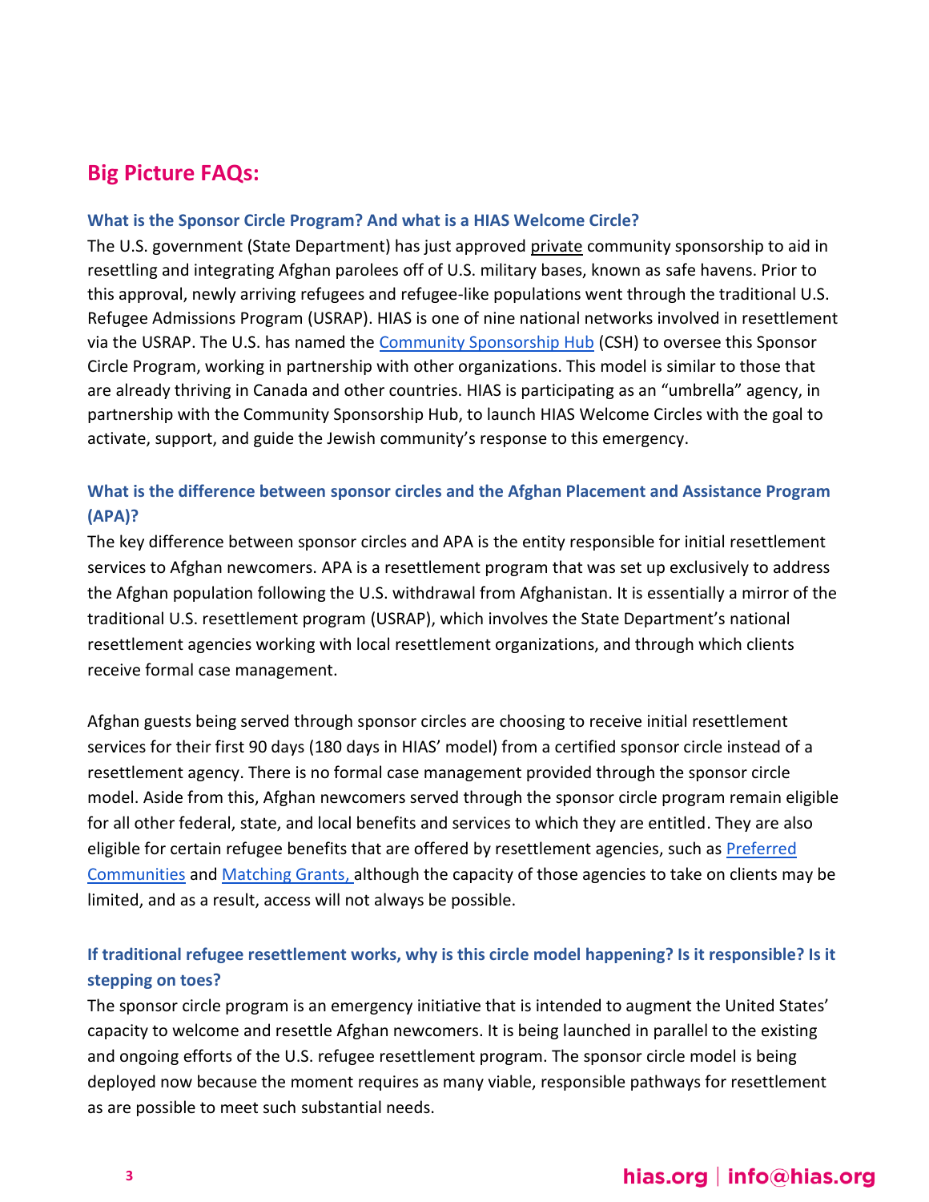## Big Picture FAQs:

### What is the Sponsor Circle Program? And what is a HIAS Welcome Circle?

The U.S. government (State Department) has just approved private community sponsorship to aid in resettling and integrating Afghan parolees off of U.S. military bases, known as safe havens. Prior to this approval, newly arriving refugees and refugee-like populations went through the traditional U.S. Refugee Admissions Program (USRAP). HIAS is one of nine national networks involved in resettlement via the USRAP. The U.S. has named the Community Sponsorship Hub (CSH) to oversee this Sponsor Circle Program, working in partnership with other organizations. This model is similar to those that are already thriving in Canada and other countries. HIAS is participating as an "umbrella" agency, in partnership with the Community Sponsorship Hub, to launch HIAS Welcome Circles with the goal to activate, support, and guide the Jewish community's response to this emergency.

### What is the difference between sponsor circles and the Afghan Placement and Assistance Program (APA)?

The key difference between sponsor circles and APA is the entity responsible for initial resettlement services to Afghan newcomers. APA is a resettlement program that was set up exclusively to address the Afghan population following the U.S. withdrawal from Afghanistan. It is essentially a mirror of the traditional U.S. resettlement program (USRAP), which involves the State Department's national resettlement agencies working with local resettlement organizations, and through which clients receive formal case management.

Afghan guests being served through sponsor circles are choosing to receive initial resettlement services for their first 90 days (180 days in HIAS' model) from a certified sponsor circle instead of a resettlement agency. There is no formal case management provided through the sponsor circle model. Aside from this, Afghan newcomers served through the sponsor circle program remain eligible for all other federal, state, and local benefits and services to which they are entitled. They are also eligible for certain refugee benefits that are offered by resettlement agencies, such as Preferred Communities and Matching Grants, although the capacity of those agencies to take on clients may be limited, and as a result, access will not always be possible.

### If traditional refugee resettlement works, why is this circle model happening? Is it responsible? Is it stepping on toes?

The sponsor circle program is an emergency initiative that is intended to augment the United States' capacity to welcome and resettle Afghan newcomers. It is being launched in parallel to the existing and ongoing efforts of the U.S. refugee resettlement program. The sponsor circle model is being deployed now because the moment requires as many viable, responsible pathways for resettlement as are possible to meet such substantial needs.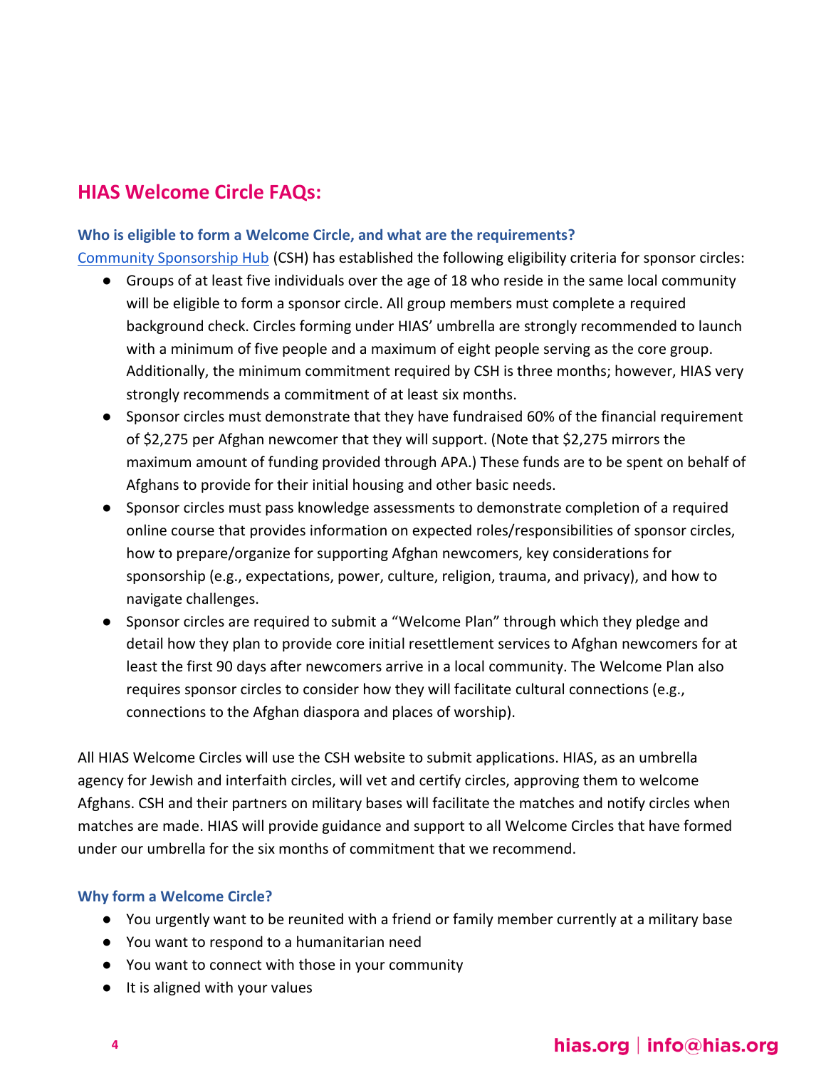## HIAS Welcome Circle FAQs:

### Who is eligible to form a Welcome Circle, and what are the requirements?

[Community Sponsorship Hub](#) (CSH) has established the following eligibility criteria for sponsor circles:

- Groups of at least five individuals over the age of 18 who reside in the same local community will be eligible to form a sponsor circle. All group members must complete a required background check. Circles forming under HIAS' umbrella are strongly recommended to launch with a minimum of five people and a maximum of eight people serving as the core group. Additionally, the minimum commitment required by CSH is three months; however, HIAS very strongly recommends a commitment of at least six months.
- Sponsor circles must demonstrate that they have fundraised 60% of the financial requirement of $2,275 per Afghan newcomer that they will support. (Note that $2,275 mirrors the maximum amount of funding provided through APA.) These funds are to be spent on behalf of Afghans to provide for their initial housing and other basic needs.
- Sponsor circles must pass knowledge assessments to demonstrate completion of a required online course that provides information on expected roles/responsibilities of sponsor circles, how to prepare/organize for supporting Afghan newcomers, key considerations for sponsorship (e.g., expectations, power, culture, religion, trauma, and privacy), and how to navigate challenges.
- Sponsor circles are required to submit a "Welcome Plan" through which they pledge and detail how they plan to provide core initial resettlement services to Afghan newcomers for at least the first 90 days after newcomers arrive in a local community. The Welcome Plan also requires sponsor circles to consider how they will facilitate cultural connections (e.g., connections to the Afghan diaspora and places of worship).

All HIAS Welcome Circles will use the CSH website to submit applications. HIAS, as an umbrella agency for Jewish and interfaith circles, will vet and certify circles, approving them to welcome Afghans. CSH and their partners on military bases will facilitate the matches and notify circles when matches are made. HIAS will provide guidance and support to all Welcome Circles that have formed under our umbrella for the six months of commitment that we recommend.

### Why form a Welcome Circle?

- You urgently want to be reunited with a friend or family member currently at a military base
- You want to respond to a humanitarian need
- You want to connect with those in your community
- It is aligned with your values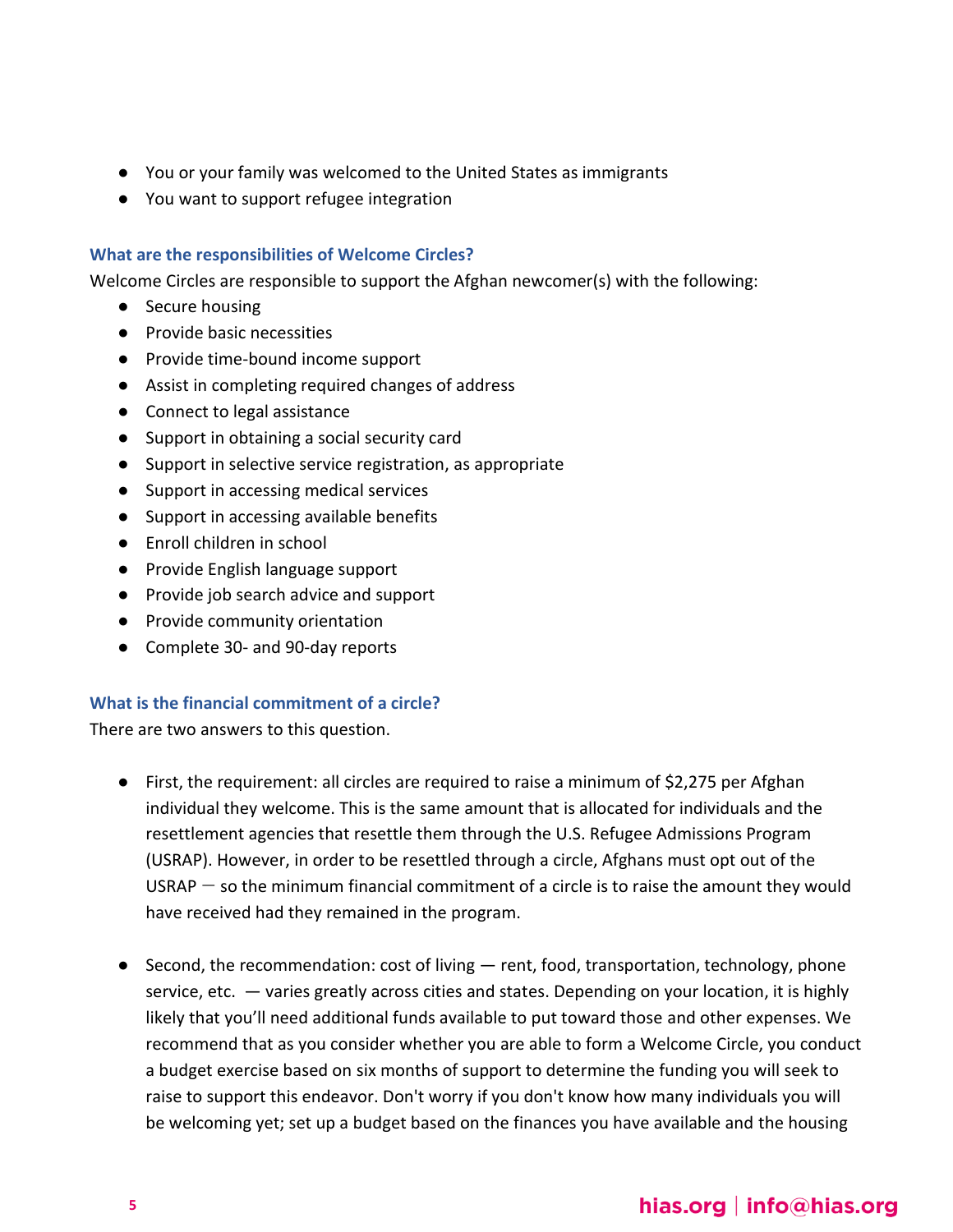- You or your family was welcomed to the United States as immigrants
- You want to support refugee integration

### What are the responsibilities of Welcome Circles?

Welcome Circles are responsible to support the Afghan newcomer(s) with the following:

- Secure housing
- Provide basic necessities
- Provide time-bound income support
- Assist in completing required changes of address
- Connect to legal assistance
- Support in obtaining a social security card
- Support in selective service registration, as appropriate
- Support in accessing medical services
- Support in accessing available benefits
- Enroll children in school
- Provide English language support
- Provide job search advice and support
- Provide community orientation
- Complete 30- and 90-day reports

### What is the financial commitment of a circle?

There are two answers to this question.

- First, the requirement: all circles are required to raise a minimum of $2,275 per Afghan individual they welcome. This is the same amount that is allocated for individuals and the resettlement agencies that resettle them through the U.S. Refugee Admissions Program (USRAP). However, in order to be resettled through a circle, Afghans must opt out of the USRAP — so the minimum financial commitment of a circle is to raise the amount they would have received had they remained in the program.

- Second, the recommendation: cost of living — rent, food, transportation, technology, phone service, etc. — varies greatly across cities and states. Depending on your location, it is highly likely that you'll need additional funds available to put toward those and other expenses. We recommend that as you consider whether you are able to form a Welcome Circle, you conduct a budget exercise based on six months of support to determine the funding you will seek to raise to support this endeavor. Don't worry if you don't know how many individuals you will be welcoming yet; set up a budget based on the finances you have available and the housing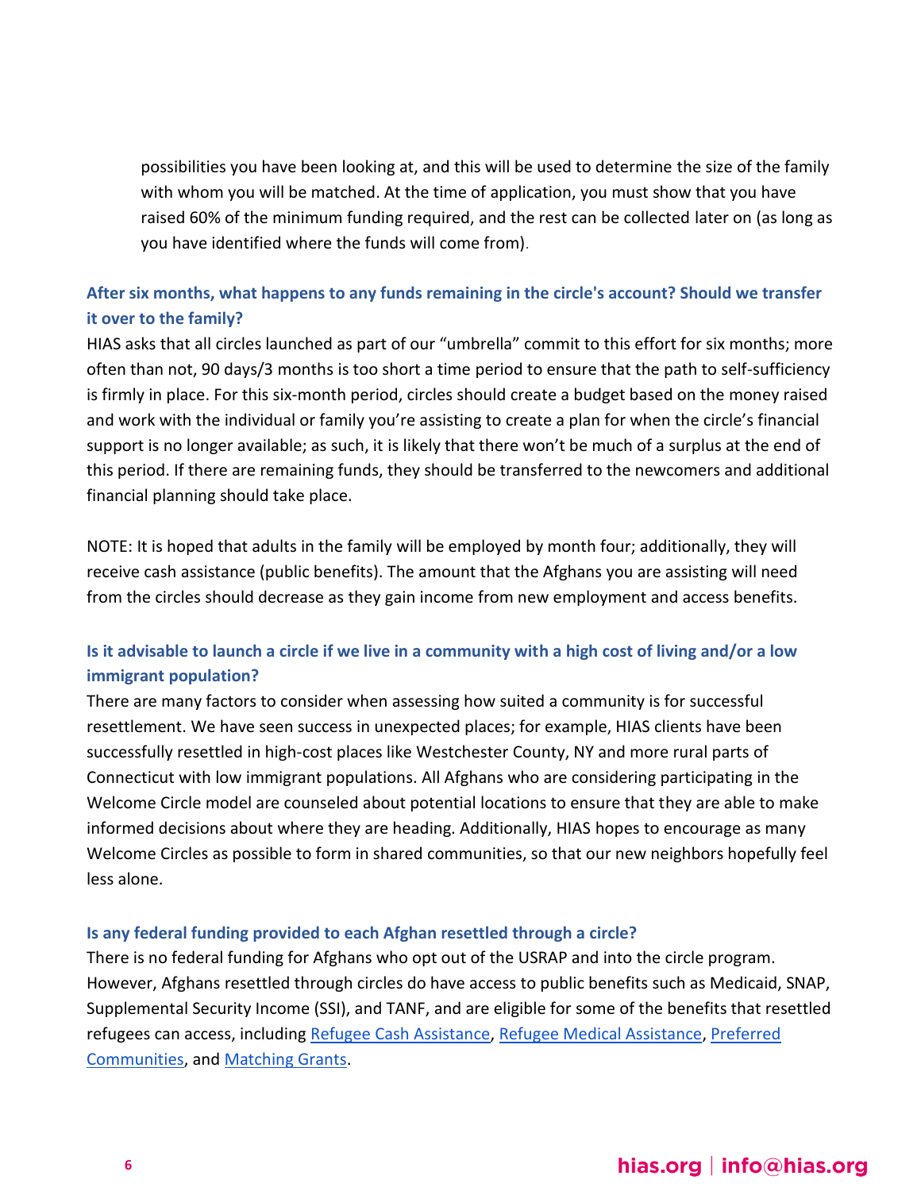possibilities you have been looking at, and this will be used to determine the size of the family with whom you will be matched. At the time of application, you must show that you have raised 60% of the minimum funding required, and the rest can be collected later on (as long as you have identified where the funds will come from).

### After six months, what happens to any funds remaining in the circle's account? Should we transfer it over to the family?

HIAS asks that all circles launched as part of our "umbrella" commit to this effort for six months; more often than not, 90 days/3 months is too short a time period to ensure that the path to self-sufficiency is firmly in place. For this six-month period, circles should create a budget based on the money raised and work with the individual or family you're assisting to create a plan for when the circle's financial support is no longer available; as such, it is likely that there won't be much of a surplus at the end of this period. If there are remaining funds, they should be transferred to the newcomers and additional financial planning should take place.

NOTE: It is hoped that adults in the family will be employed by month four; additionally, they will receive cash assistance (public benefits). The amount that the Afghans you are assisting will need from the circles should decrease as they gain income from new employment and access benefits.

### Is it advisable to launch a circle if we live in a community with a high cost of living and/or a low immigrant population?

There are many factors to consider when assessing how suited a community is for successful resettlement. We have seen success in unexpected places; for example, HIAS clients have been successfully resettled in high-cost places like Westchester County, NY and more rural parts of Connecticut with low immigrant populations. All Afghans who are considering participating in the Welcome Circle model are counseled about potential locations to ensure that they are able to make informed decisions about where they are heading. Additionally, HIAS hopes to encourage as many Welcome Circles as possible to form in shared communities, so that our new neighbors hopefully feel less alone.

### Is any federal funding provided to each Afghan resettled through a circle?

There is no federal funding for Afghans who opt out of the USRAP and into the circle program. However, Afghans resettled through circles do have access to public benefits such as Medicaid, SNAP, Supplemental Security Income (SSI), and TANF, and are eligible for some of the benefits that resettled refugees can access, including Refugee Cash Assistance, Refugee Medical Assistance, Preferred Communities, and Matching Grants.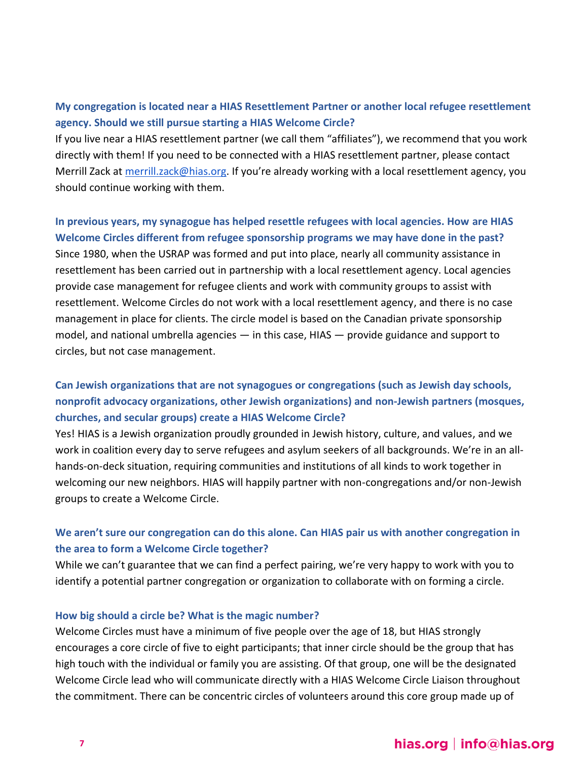### My congregation is located near a HIAS Resettlement Partner or another local refugee resettlement agency. Should we still pursue starting a HIAS Welcome Circle?

If you live near a HIAS resettlement partner (we call them "affiliates"), we recommend that you work directly with them! If you need to be connected with a HIAS resettlement partner, please contact Merrill Zack at [merrill.zack@hias.org](mailto:merrill.zack@hias.org). If you're already working with a local resettlement agency, you should continue working with them.

### In previous years, my synagogue has helped resettle refugees with local agencies. How are HIAS Welcome Circles different from refugee sponsorship programs we may have done in the past?

Since 1980, when the USRAP was formed and put into place, nearly all community assistance in resettlement has been carried out in partnership with a local resettlement agency. Local agencies provide case management for refugee clients and work with community groups to assist with resettlement. Welcome Circles do not work with a local resettlement agency, and there is no case management in place for clients. The circle model is based on the Canadian private sponsorship model, and national umbrella agencies — in this case, HIAS — provide guidance and support to circles, but not case management.

### Can Jewish organizations that are not synagogues or congregations (such as Jewish day schools, nonprofit advocacy organizations, other Jewish organizations) and non-Jewish partners (mosques, churches, and secular groups) create a HIAS Welcome Circle?

Yes! HIAS is a Jewish organization proudly grounded in Jewish history, culture, and values, and we work in coalition every day to serve refugees and asylum seekers of all backgrounds. We're in an all-hands-on-deck situation, requiring communities and institutions of all kinds to work together in welcoming our new neighbors. HIAS will happily partner with non-congregations and/or non-Jewish groups to create a Welcome Circle.

### We aren't sure our congregation can do this alone. Can HIAS pair us with another congregation in the area to form a Welcome Circle together?

While we can't guarantee that we can find a perfect pairing, we're very happy to work with you to identify a potential partner congregation or organization to collaborate with on forming a circle.

### How big should a circle be? What is the magic number?

Welcome Circles must have a minimum of five people over the age of 18, but HIAS strongly encourages a core circle of five to eight participants; that inner circle should be the group that has high touch with the individual or family you are assisting. Of that group, one will be the designated Welcome Circle lead who will communicate directly with a HIAS Welcome Circle Liaison throughout the commitment. There can be concentric circles of volunteers around this core group made up of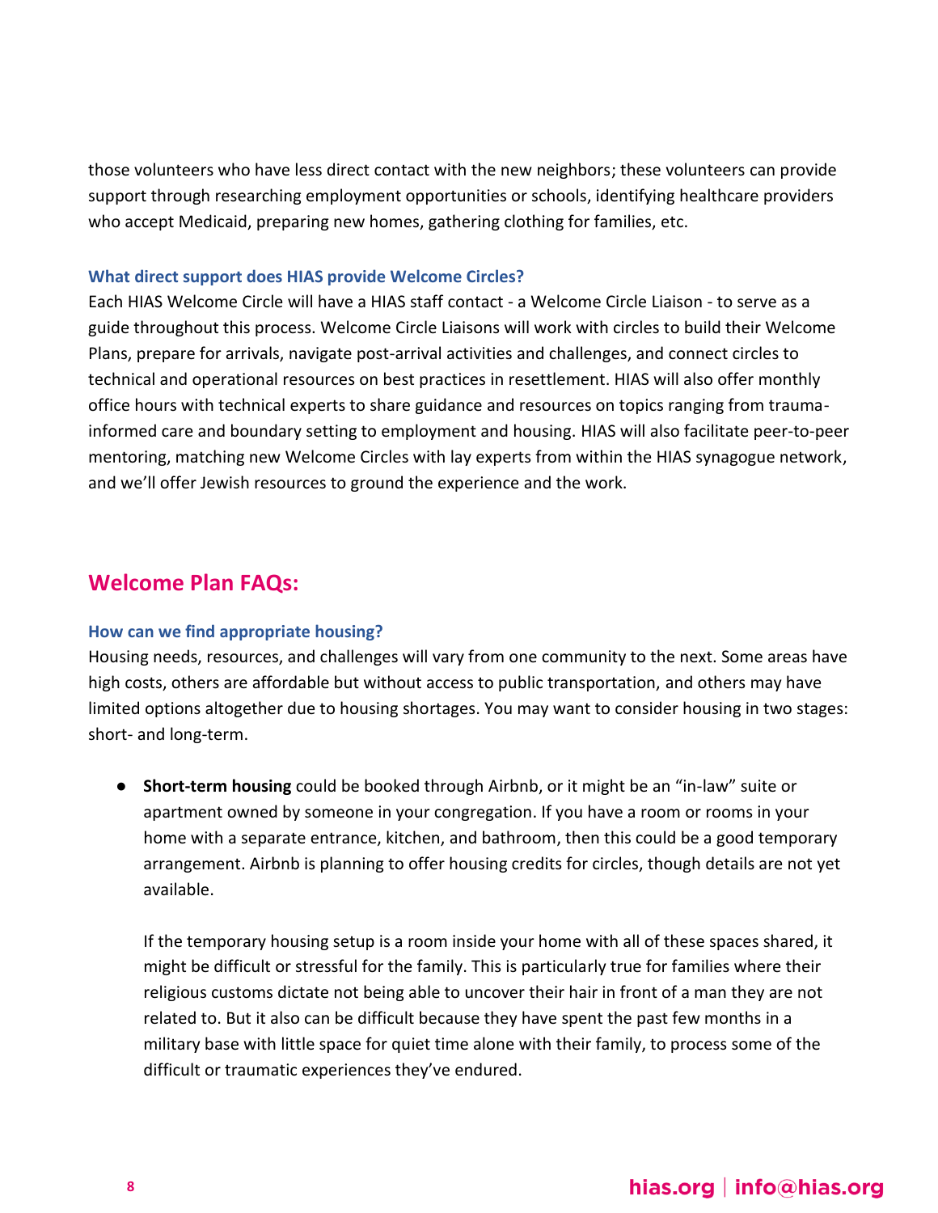those volunteers who have less direct contact with the new neighbors; these volunteers can provide support through researching employment opportunities or schools, identifying healthcare providers who accept Medicaid, preparing new homes, gathering clothing for families, etc.

### What direct support does HIAS provide Welcome Circles?

Each HIAS Welcome Circle will have a HIAS staff contact - a Welcome Circle Liaison - to serve as a guide throughout this process. Welcome Circle Liaisons will work with circles to build their Welcome Plans, prepare for arrivals, navigate post-arrival activities and challenges, and connect circles to technical and operational resources on best practices in resettlement. HIAS will also offer monthly office hours with technical experts to share guidance and resources on topics ranging from trauma-informed care and boundary setting to employment and housing. HIAS will also facilitate peer-to-peer mentoring, matching new Welcome Circles with lay experts from within the HIAS synagogue network, and we'll offer Jewish resources to ground the experience and the work.

## Welcome Plan FAQs:

### How can we find appropriate housing?

Housing needs, resources, and challenges will vary from one community to the next. Some areas have high costs, others are affordable but without access to public transportation, and others may have limited options altogether due to housing shortages. You may want to consider housing in two stages: short- and long-term.

- **Short-term housing** could be booked through Airbnb, or it might be an "in-law" suite or apartment owned by someone in your congregation. If you have a room or rooms in your home with a separate entrance, kitchen, and bathroom, then this could be a good temporary arrangement. Airbnb is planning to offer housing credits for circles, though details are not yet available.

  If the temporary housing setup is a room inside your home with all of these spaces shared, it might be difficult or stressful for the family. This is particularly true for families where their religious customs dictate not being able to uncover their hair in front of a man they are not related to. But it also can be difficult because they have spent the past few months in a military base with little space for quiet time alone with their family, to process some of the difficult or traumatic experiences they've endured.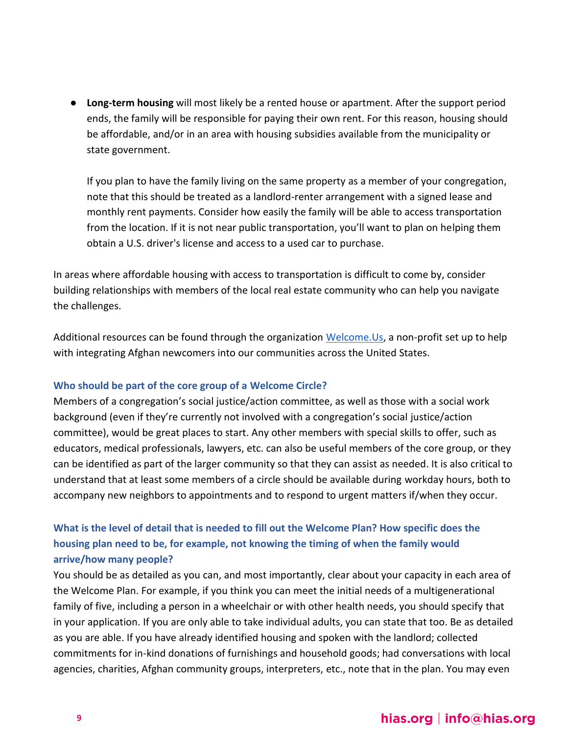- **Long-term housing** will most likely be a rented house or apartment. After the support period ends, the family will be responsible for paying their own rent. For this reason, housing should be affordable, and/or in an area with housing subsidies available from the municipality or state government.

  If you plan to have the family living on the same property as a member of your congregation, note that this should be treated as a landlord-renter arrangement with a signed lease and monthly rent payments. Consider how easily the family will be able to access transportation from the location. If it is not near public transportation, you'll want to plan on helping them obtain a U.S. driver's license and access to a used car to purchase.

In areas where affordable housing with access to transportation is difficult to come by, consider building relationships with members of the local real estate community who can help you navigate the challenges.

Additional resources can be found through the organization [Welcome.Us](Welcome.Us), a non-profit set up to help with integrating Afghan newcomers into our communities across the United States.

#### Who should be part of the core group of a Welcome Circle?

Members of a congregation's social justice/action committee, as well as those with a social work background (even if they're currently not involved with a congregation's social justice/action committee), would be great places to start. Any other members with special skills to offer, such as educators, medical professionals, lawyers, etc. can also be useful members of the core group, or they can be identified as part of the larger community so that they can assist as needed. It is also critical to understand that at least some members of a circle should be available during workday hours, both to accompany new neighbors to appointments and to respond to urgent matters if/when they occur.

#### What is the level of detail that is needed to fill out the Welcome Plan? How specific does the housing plan need to be, for example, not knowing the timing of when the family would arrive/how many people?

You should be as detailed as you can, and most importantly, clear about your capacity in each area of the Welcome Plan. For example, if you think you can meet the initial needs of a multigenerational family of five, including a person in a wheelchair or with other health needs, you should specify that in your application. If you are only able to take individual adults, you can state that too. Be as detailed as you are able. If you have already identified housing and spoken with the landlord; collected commitments for in-kind donations of furnishings and household goods; had conversations with local agencies, charities, Afghan community groups, interpreters, etc., note that in the plan. You may even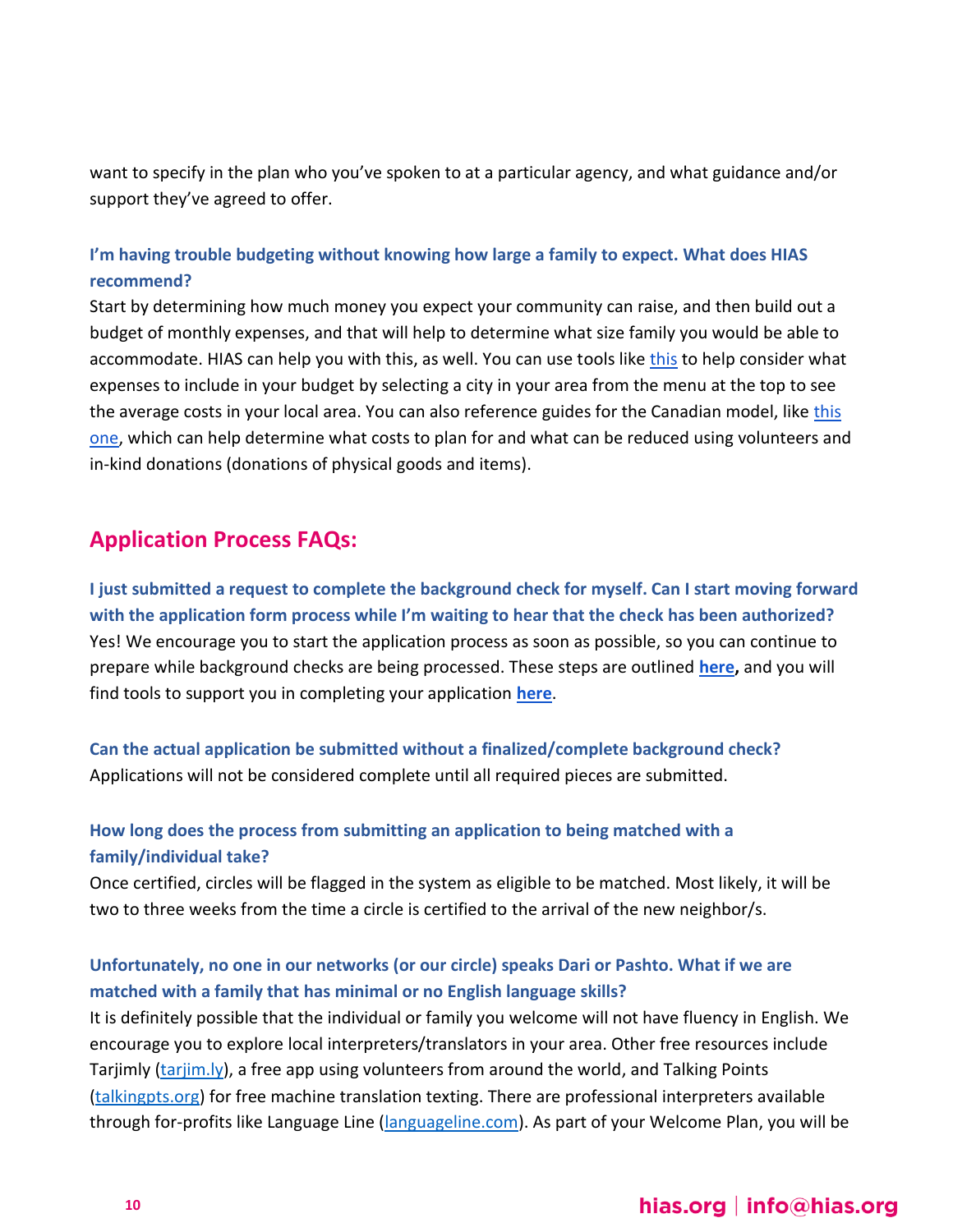want to specify in the plan who you've spoken to at a particular agency, and what guidance and/or support they've agreed to offer.

### I'm having trouble budgeting without knowing how large a family to expect. What does HIAS recommend?

Start by determining how much money you expect your community can raise, and then build out a budget of monthly expenses, and that will help to determine what size family you would be able to accommodate. HIAS can help you with this, as well. You can use tools like this to help consider what expenses to include in your budget by selecting a city in your area from the menu at the top to see the average costs in your local area. You can also reference guides for the Canadian model, like this one, which can help determine what costs to plan for and what can be reduced using volunteers and in-kind donations (donations of physical goods and items).

## Application Process FAQs:

### I just submitted a request to complete the background check for myself. Can I start moving forward with the application form process while I'm waiting to hear that the check has been authorized?

Yes! We encourage you to start the application process as soon as possible, so you can continue to prepare while background checks are being processed. These steps are outlined **here,** and you will find tools to support you in completing your application **here**.

### Can the actual application be submitted without a finalized/complete background check?

Applications will not be considered complete until all required pieces are submitted.

### How long does the process from submitting an application to being matched with a family/individual take?

Once certified, circles will be flagged in the system as eligible to be matched. Most likely, it will be two to three weeks from the time a circle is certified to the arrival of the new neighbor/s.

### Unfortunately, no one in our networks (or our circle) speaks Dari or Pashto. What if we are matched with a family that has minimal or no English language skills?

It is definitely possible that the individual or family you welcome will not have fluency in English. We encourage you to explore local interpreters/translators in your area. Other free resources include Tarjimly (tarjim.ly), a free app using volunteers from around the world, and Talking Points (talkingpts.org) for free machine translation texting. There are professional interpreters available through for-profits like Language Line (languageline.com). As part of your Welcome Plan, you will be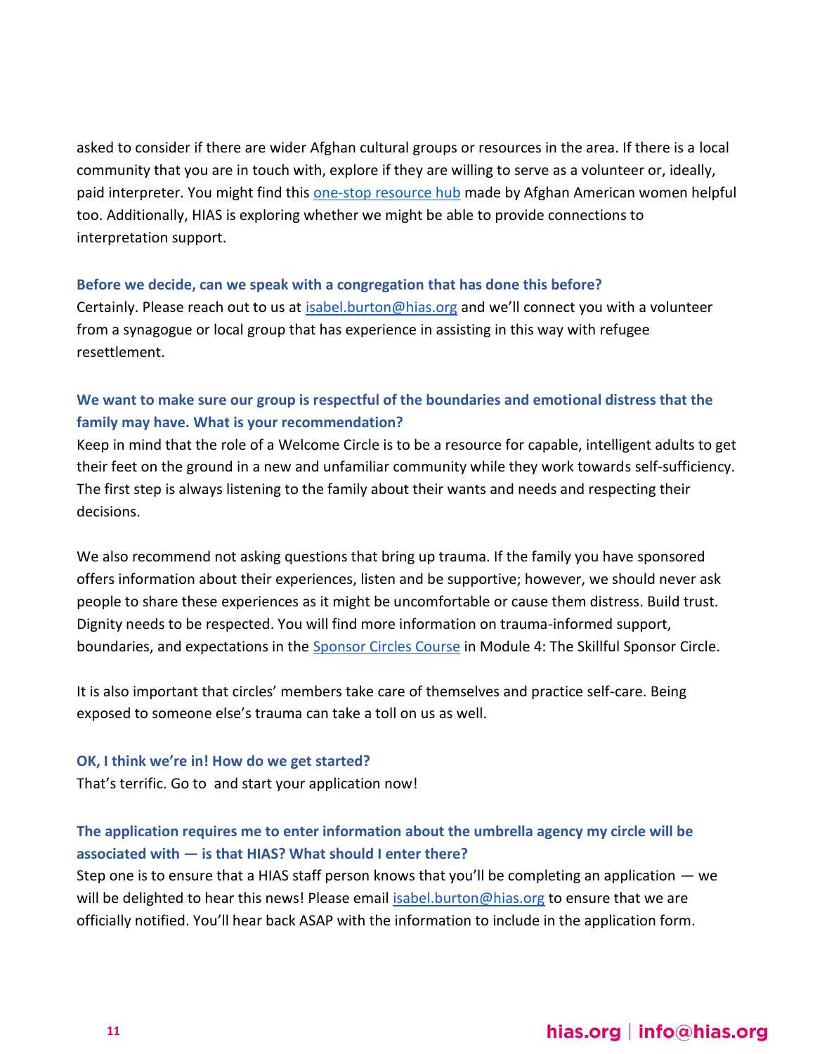asked to consider if there are wider Afghan cultural groups or resources in the area. If there is a local community that you are in touch with, explore if they are willing to serve as a volunteer or, ideally, paid interpreter. You might find this [one-stop resource hub]() made by Afghan American women helpful too. Additionally, HIAS is exploring whether we might be able to provide connections to interpretation support.

### Before we decide, can we speak with a congregation that has done this before?

Certainly. Please reach out to us at isabel.burton@hias.org and we'll connect you with a volunteer from a synagogue or local group that has experience in assisting in this way with refugee resettlement.

### We want to make sure our group is respectful of the boundaries and emotional distress that the family may have. What is your recommendation?

Keep in mind that the role of a Welcome Circle is to be a resource for capable, intelligent adults to get their feet on the ground in a new and unfamiliar community while they work towards self-sufficiency. The first step is always listening to the family about their wants and needs and respecting their decisions.

We also recommend not asking questions that bring up trauma. If the family you have sponsored offers information about their experiences, listen and be supportive; however, we should never ask people to share these experiences as it might be uncomfortable or cause them distress. Build trust. Dignity needs to be respected. You will find more information on trauma-informed support, boundaries, and expectations in the [Sponsor Circles Course]() in Module 4: The Skillful Sponsor Circle.

It is also important that circles' members take care of themselves and practice self-care. Being exposed to someone else's trauma can take a toll on us as well.

### OK, I think we're in! How do we get started?

That's terrific. Go to  and start your application now!

### The application requires me to enter information about the umbrella agency my circle will be associated with — is that HIAS? What should I enter there?

Step one is to ensure that a HIAS staff person knows that you'll be completing an application — we will be delighted to hear this news! Please email isabel.burton@hias.org to ensure that we are officially notified. You'll hear back ASAP with the information to include in the application form.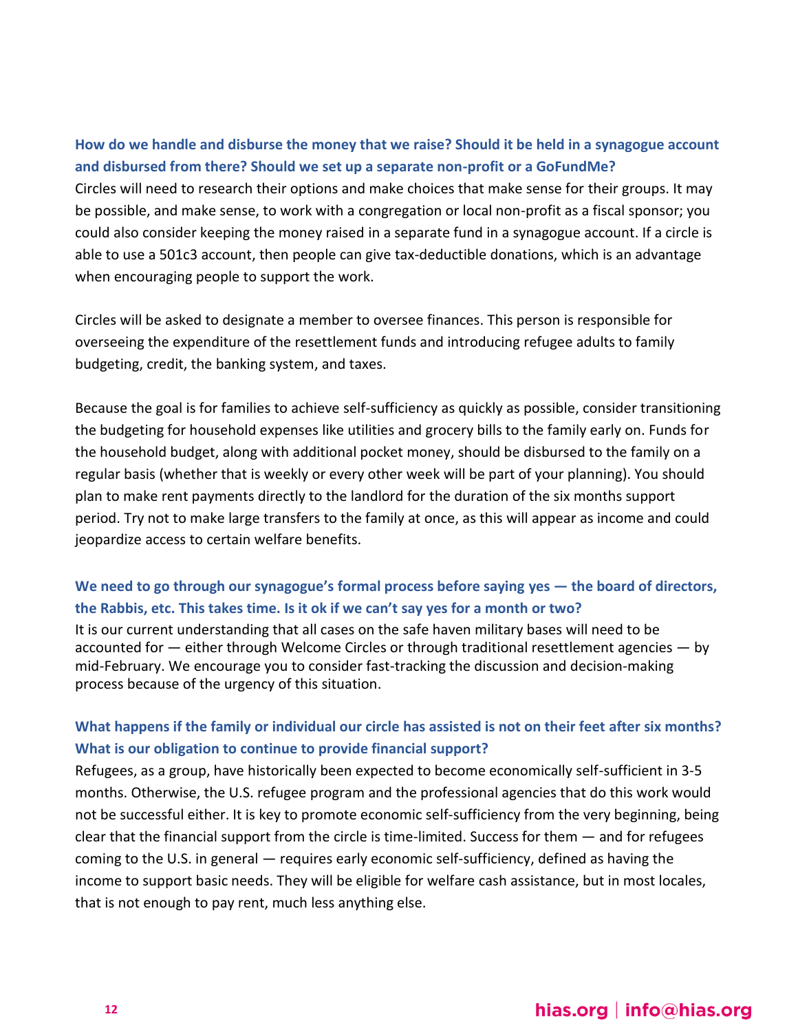### How do we handle and disburse the money that we raise? Should it be held in a synagogue account and disbursed from there? Should we set up a separate non-profit or a GoFundMe?

Circles will need to research their options and make choices that make sense for their groups. It may be possible, and make sense, to work with a congregation or local non-profit as a fiscal sponsor; you could also consider keeping the money raised in a separate fund in a synagogue account. If a circle is able to use a 501c3 account, then people can give tax-deductible donations, which is an advantage when encouraging people to support the work.

Circles will be asked to designate a member to oversee finances. This person is responsible for overseeing the expenditure of the resettlement funds and introducing refugee adults to family budgeting, credit, the banking system, and taxes.

Because the goal is for families to achieve self-sufficiency as quickly as possible, consider transitioning the budgeting for household expenses like utilities and grocery bills to the family early on. Funds for the household budget, along with additional pocket money, should be disbursed to the family on a regular basis (whether that is weekly or every other week will be part of your planning). You should plan to make rent payments directly to the landlord for the duration of the six months support period. Try not to make large transfers to the family at once, as this will appear as income and could jeopardize access to certain welfare benefits.

### We need to go through our synagogue's formal process before saying yes — the board of directors, the Rabbis, etc. This takes time. Is it ok if we can't say yes for a month or two?

It is our current understanding that all cases on the safe haven military bases will need to be accounted for — either through Welcome Circles or through traditional resettlement agencies — by mid-February. We encourage you to consider fast-tracking the discussion and decision-making process because of the urgency of this situation.

### What happens if the family or individual our circle has assisted is not on their feet after six months? What is our obligation to continue to provide financial support?

Refugees, as a group, have historically been expected to become economically self-sufficient in 3-5 months. Otherwise, the U.S. refugee program and the professional agencies that do this work would not be successful either. It is key to promote economic self-sufficiency from the very beginning, being clear that the financial support from the circle is time-limited. Success for them — and for refugees coming to the U.S. in general — requires early economic self-sufficiency, defined as having the income to support basic needs. They will be eligible for welfare cash assistance, but in most locales, that is not enough to pay rent, much less anything else.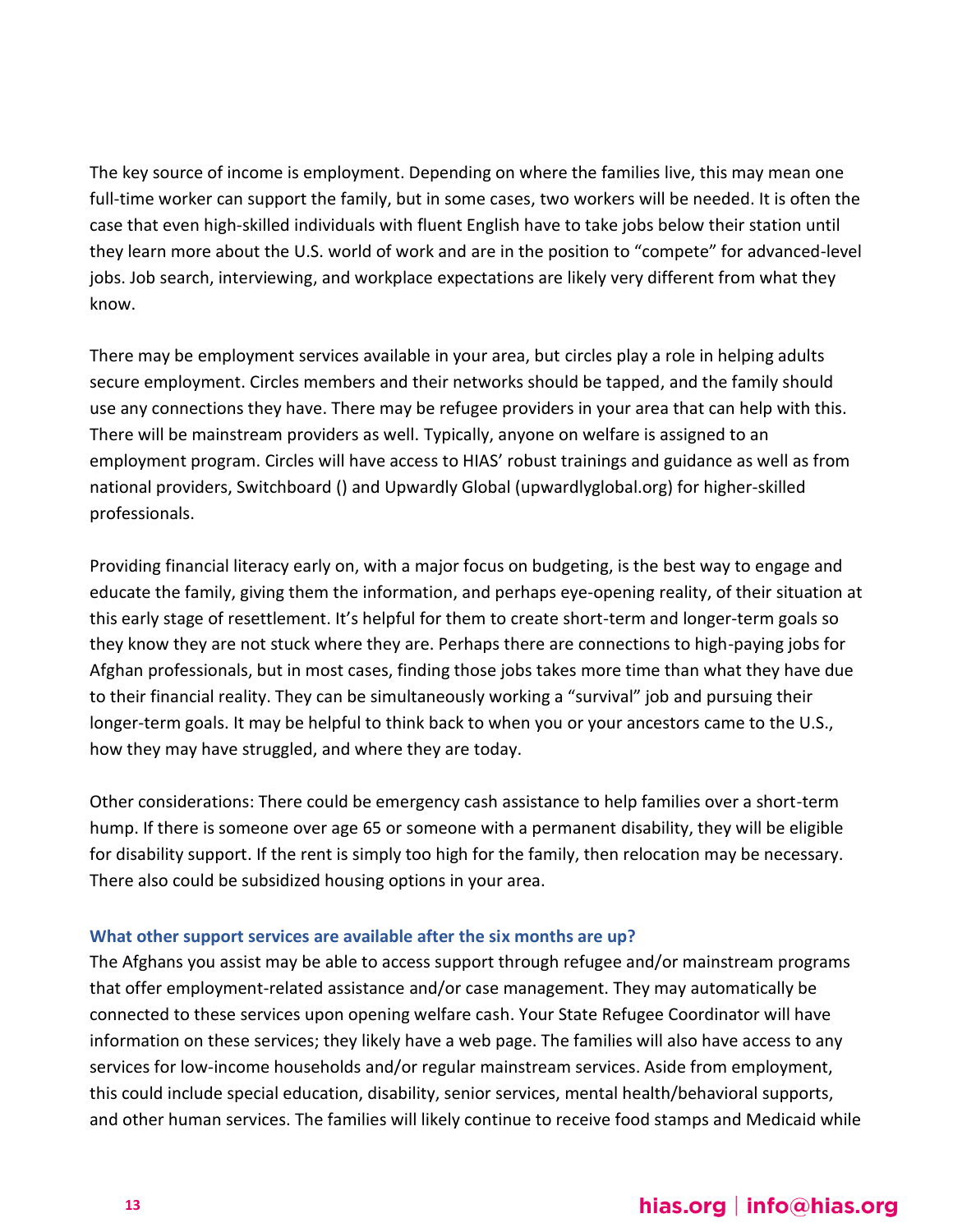The key source of income is employment. Depending on where the families live, this may mean one full-time worker can support the family, but in some cases, two workers will be needed. It is often the case that even high-skilled individuals with fluent English have to take jobs below their station until they learn more about the U.S. world of work and are in the position to "compete" for advanced-level jobs. Job search, interviewing, and workplace expectations are likely very different from what they know.

There may be employment services available in your area, but circles play a role in helping adults secure employment. Circles members and their networks should be tapped, and the family should use any connections they have. There may be refugee providers in your area that can help with this. There will be mainstream providers as well. Typically, anyone on welfare is assigned to an employment program. Circles will have access to HIAS' robust trainings and guidance as well as from national providers, Switchboard () and Upwardly Global (upwardlyglobal.org) for higher-skilled professionals.

Providing financial literacy early on, with a major focus on budgeting, is the best way to engage and educate the family, giving them the information, and perhaps eye-opening reality, of their situation at this early stage of resettlement. It's helpful for them to create short-term and longer-term goals so they know they are not stuck where they are. Perhaps there are connections to high-paying jobs for Afghan professionals, but in most cases, finding those jobs takes more time than what they have due to their financial reality. They can be simultaneously working a "survival" job and pursuing their longer-term goals. It may be helpful to think back to when you or your ancestors came to the U.S., how they may have struggled, and where they are today.

Other considerations: There could be emergency cash assistance to help families over a short-term hump. If there is someone over age 65 or someone with a permanent disability, they will be eligible for disability support. If the rent is simply too high for the family, then relocation may be necessary. There also could be subsidized housing options in your area.

### What other support services are available after the six months are up?

The Afghans you assist may be able to access support through refugee and/or mainstream programs that offer employment-related assistance and/or case management. They may automatically be connected to these services upon opening welfare cash. Your State Refugee Coordinator will have information on these services; they likely have a web page. The families will also have access to any services for low-income households and/or regular mainstream services. Aside from employment, this could include special education, disability, senior services, mental health/behavioral supports, and other human services. The families will likely continue to receive food stamps and Medicaid while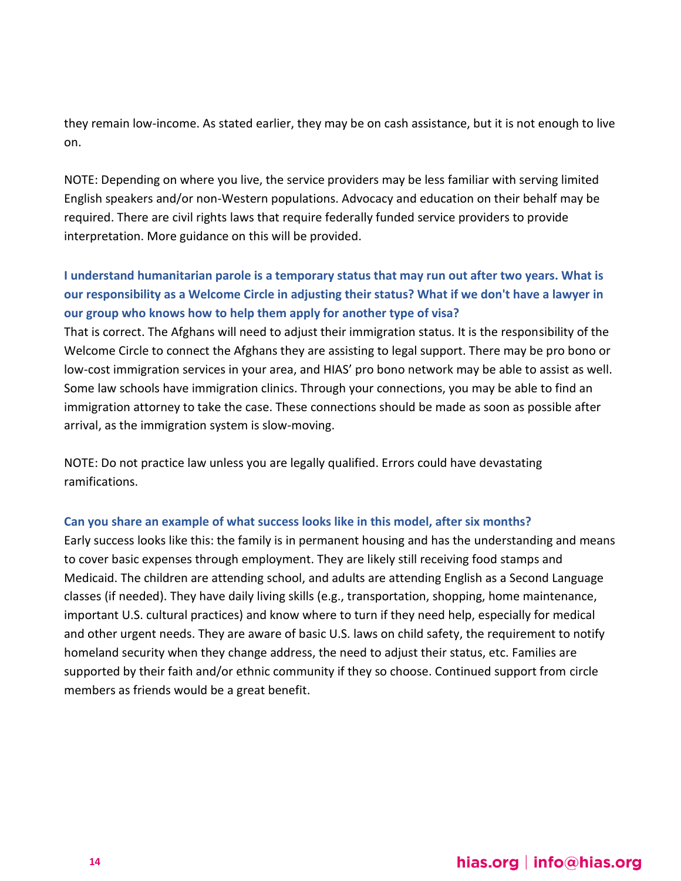they remain low-income. As stated earlier, they may be on cash assistance, but it is not enough to live on.

NOTE: Depending on where you live, the service providers may be less familiar with serving limited English speakers and/or non-Western populations. Advocacy and education on their behalf may be required. There are civil rights laws that require federally funded service providers to provide interpretation. More guidance on this will be provided.

### I understand humanitarian parole is a temporary status that may run out after two years. What is our responsibility as a Welcome Circle in adjusting their status? What if we don't have a lawyer in our group who knows how to help them apply for another type of visa?

That is correct. The Afghans will need to adjust their immigration status. It is the responsibility of the Welcome Circle to connect the Afghans they are assisting to legal support. There may be pro bono or low-cost immigration services in your area, and HIAS' pro bono network may be able to assist as well. Some law schools have immigration clinics. Through your connections, you may be able to find an immigration attorney to take the case. These connections should be made as soon as possible after arrival, as the immigration system is slow-moving.

NOTE: Do not practice law unless you are legally qualified. Errors could have devastating ramifications.

### Can you share an example of what success looks like in this model, after six months?

Early success looks like this: the family is in permanent housing and has the understanding and means to cover basic expenses through employment. They are likely still receiving food stamps and Medicaid. The children are attending school, and adults are attending English as a Second Language classes (if needed). They have daily living skills (e.g., transportation, shopping, home maintenance, important U.S. cultural practices) and know where to turn if they need help, especially for medical and other urgent needs. They are aware of basic U.S. laws on child safety, the requirement to notify homeland security when they change address, the need to adjust their status, etc. Families are supported by their faith and/or ethnic community if they so choose. Continued support from circle members as friends would be a great benefit.